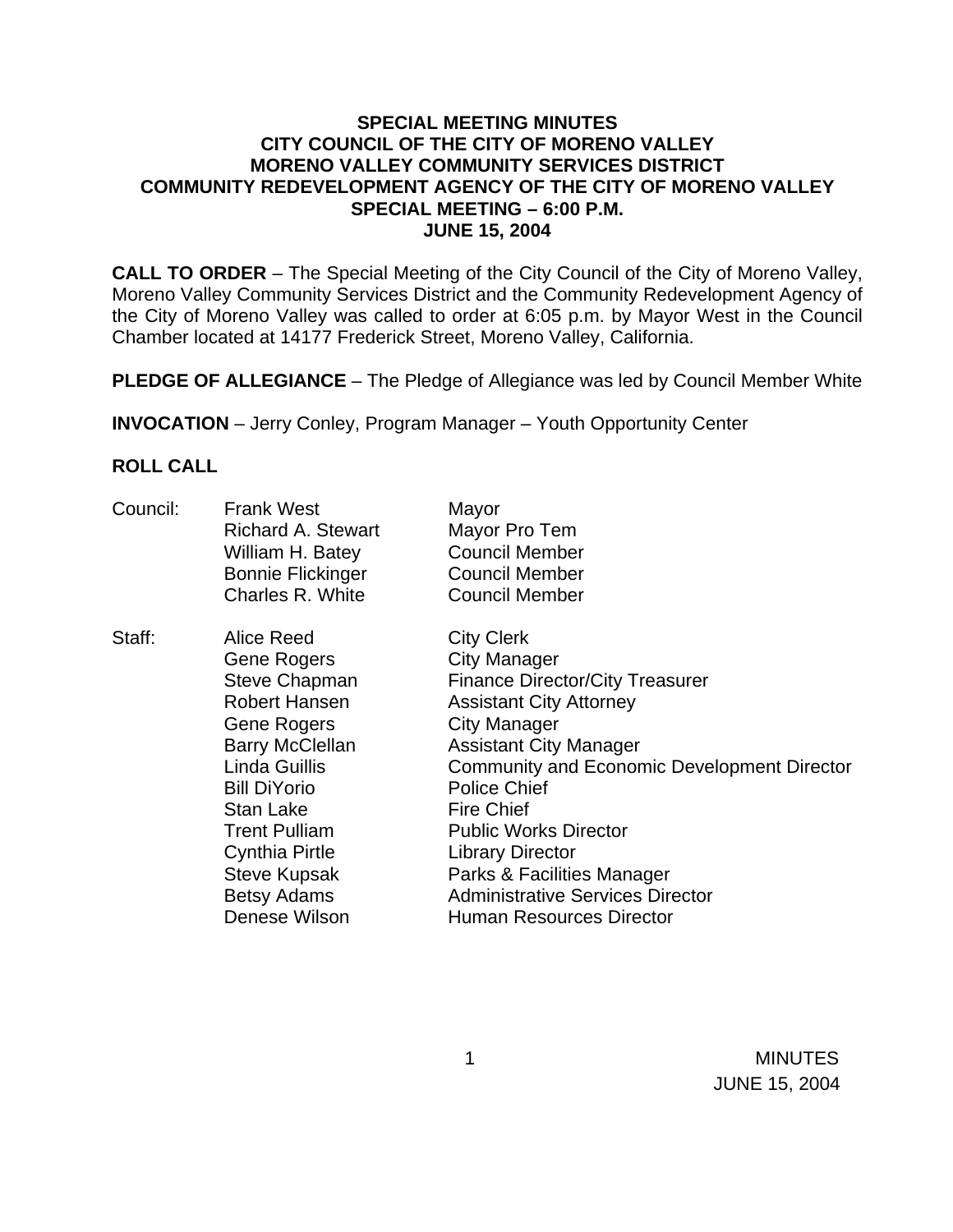**SPECIAL MEETING MINUTES**
**CITY COUNCIL OF THE CITY OF MORENO VALLEY**
**MORENO VALLEY COMMUNITY SERVICES DISTRICT**
**COMMUNITY REDEVELOPMENT AGENCY OF THE CITY OF MORENO VALLEY**
**SPECIAL MEETING – 6:00 P.M.**
**JUNE 15, 2004**

**CALL TO ORDER** – The Special Meeting of the City Council of the City of Moreno Valley, Moreno Valley Community Services District and the Community Redevelopment Agency of the City of Moreno Valley was called to order at 6:05 p.m. by Mayor West in the Council Chamber located at 14177 Frederick Street, Moreno Valley, California.

**PLEDGE OF ALLEGIANCE** – The Pledge of Allegiance was led by Council Member White

**INVOCATION** – Jerry Conley, Program Manager – Youth Opportunity Center

**ROLL CALL**

| | | |
|---|---|---|
| Council: | Frank West | Mayor |
| | Richard A. Stewart | Mayor Pro Tem |
| | William H. Batey | Council Member |
| | Bonnie Flickinger | Council Member |
| | Charles R. White | Council Member |
| | | |
| Staff: | Alice Reed | City Clerk |
| | Gene Rogers | City Manager |
| | Steve Chapman | Finance Director/City Treasurer |
| | Robert Hansen | Assistant City Attorney |
| | Gene Rogers | City Manager |
| | Barry McClellan | Assistant City Manager |
| | Linda Guillis | Community and Economic Development Director |
| | Bill DiYorio | Police Chief |
| | Stan Lake | Fire Chief |
| | Trent Pulliam | Public Works Director |
| | Cynthia Pirtle | Library Director |
| | Steve Kupsak | Parks & Facilities Manager |
| | Betsy Adams | Administrative Services Director |
| | Denese Wilson | Human Resources Director |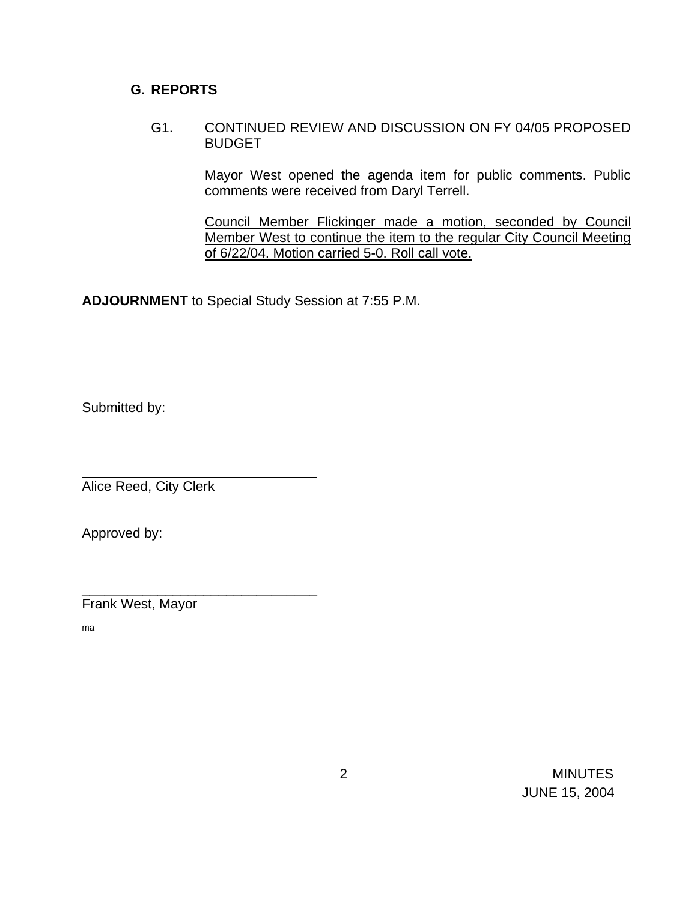## G. REPORTS

G1. CONTINUED REVIEW AND DISCUSSION ON FY 04/05 PROPOSED BUDGET

Mayor West opened the agenda item for public comments. Public comments were received from Daryl Terrell.

<u>Council Member Flickinger made a motion, seconded by Council Member West to continue the item to the regular City Council Meeting of 6/22/04. Motion carried 5-0. Roll call vote.</u>

**ADJOURNMENT** to Special Study Session at 7:55 P.M.

Submitted by:

\_\_\_\_\_\_\_\_\_\_\_\_\_\_\_\_\_\_\_\_\_\_\_\_\_\_\_\_\_\_\_\_
Alice Reed, City Clerk

Approved by:

\_\_\_\_\_\_\_\_\_\_\_\_\_\_\_\_\_\_\_\_\_\_\_\_\_\_\_\_\_\_\_\_
Frank West, Mayor

ma